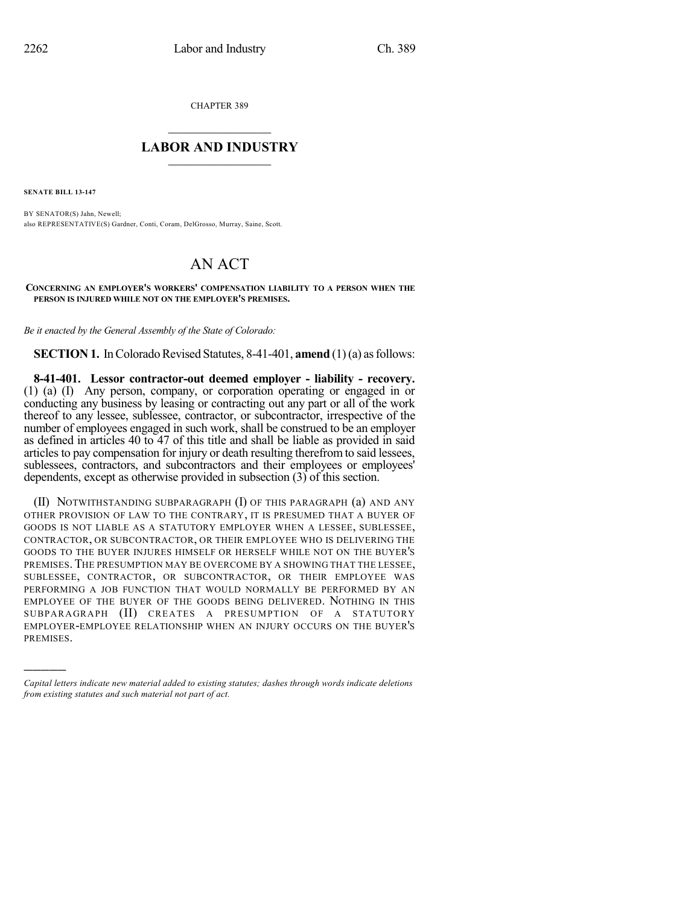CHAPTER 389

## LABOR AND INDUSTRY

**SENATE BILL 13-147**

BY SENATOR(S) Jahn, Newell;
also REPRESENTATIVE(S) Gardner, Conti, Coram, DelGrosso, Murray, Saine, Scott.

# AN ACT

**CONCERNING AN EMPLOYER'S WORKERS' COMPENSATION LIABILITY TO A PERSON WHEN THE PERSON IS INJURED WHILE NOT ON THE EMPLOYER'S PREMISES.**

*Be it enacted by the General Assembly of the State of Colorado:*

**SECTION 1.** In Colorado Revised Statutes, 8-41-401, **amend** (1) (a) as follows:

**8-41-401. Lessor contractor-out deemed employer - liability - recovery.** (1) (a) (I) Any person, company, or corporation operating or engaged in or conducting any business by leasing or contracting out any part or all of the work thereof to any lessee, sublessee, contractor, or subcontractor, irrespective of the number of employees engaged in such work, shall be construed to be an employer as defined in articles 40 to 47 of this title and shall be liable as provided in said articles to pay compensation for injury or death resulting therefrom to said lessees, sublessees, contractors, and subcontractors and their employees or employees' dependents, except as otherwise provided in subsection (3) of this section.

(II) NOTWITHSTANDING SUBPARAGRAPH (I) OF THIS PARAGRAPH (a) AND ANY OTHER PROVISION OF LAW TO THE CONTRARY, IT IS PRESUMED THAT A BUYER OF GOODS IS NOT LIABLE AS A STATUTORY EMPLOYER WHEN A LESSEE, SUBLESSEE, CONTRACTOR, OR SUBCONTRACTOR, OR THEIR EMPLOYEE WHO IS DELIVERING THE GOODS TO THE BUYER INJURES HIMSELF OR HERSELF WHILE NOT ON THE BUYER'S PREMISES. THE PRESUMPTION MAY BE OVERCOME BY A SHOWING THAT THE LESSEE, SUBLESSEE, CONTRACTOR, OR SUBCONTRACTOR, OR THEIR EMPLOYEE WAS PERFORMING A JOB FUNCTION THAT WOULD NORMALLY BE PERFORMED BY AN EMPLOYEE OF THE BUYER OF THE GOODS BEING DELIVERED. NOTHING IN THIS SUBPARAGRAPH (II) CREATES A PRESUMPTION OF A STATUTORY EMPLOYER-EMPLOYEE RELATIONSHIP WHEN AN INJURY OCCURS ON THE BUYER'S PREMISES.

---

*Capital letters indicate new material added to existing statutes; dashes through words indicate deletions from existing statutes and such material not part of act.*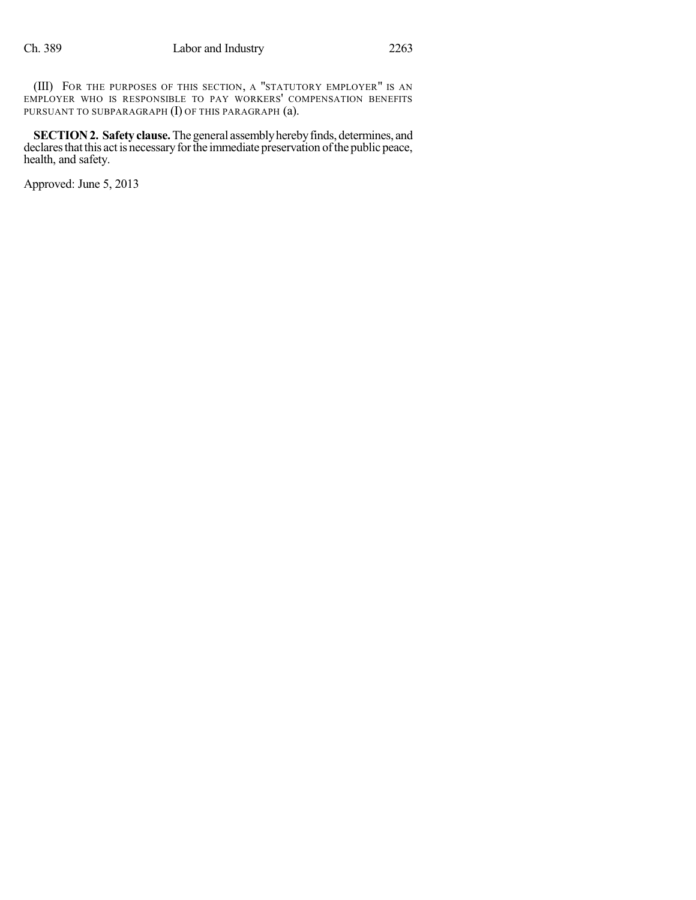(III) FOR THE PURPOSES OF THIS SECTION, A "STATUTORY EMPLOYER" IS AN EMPLOYER WHO IS RESPONSIBLE TO PAY WORKERS' COMPENSATION BENEFITS PURSUANT TO SUBPARAGRAPH (I) OF THIS PARAGRAPH (a).

**SECTION 2. Safety clause.** The general assembly hereby finds, determines, and declares that this act is necessary for the immediate preservation of the public peace, health, and safety.

Approved: June 5, 2013